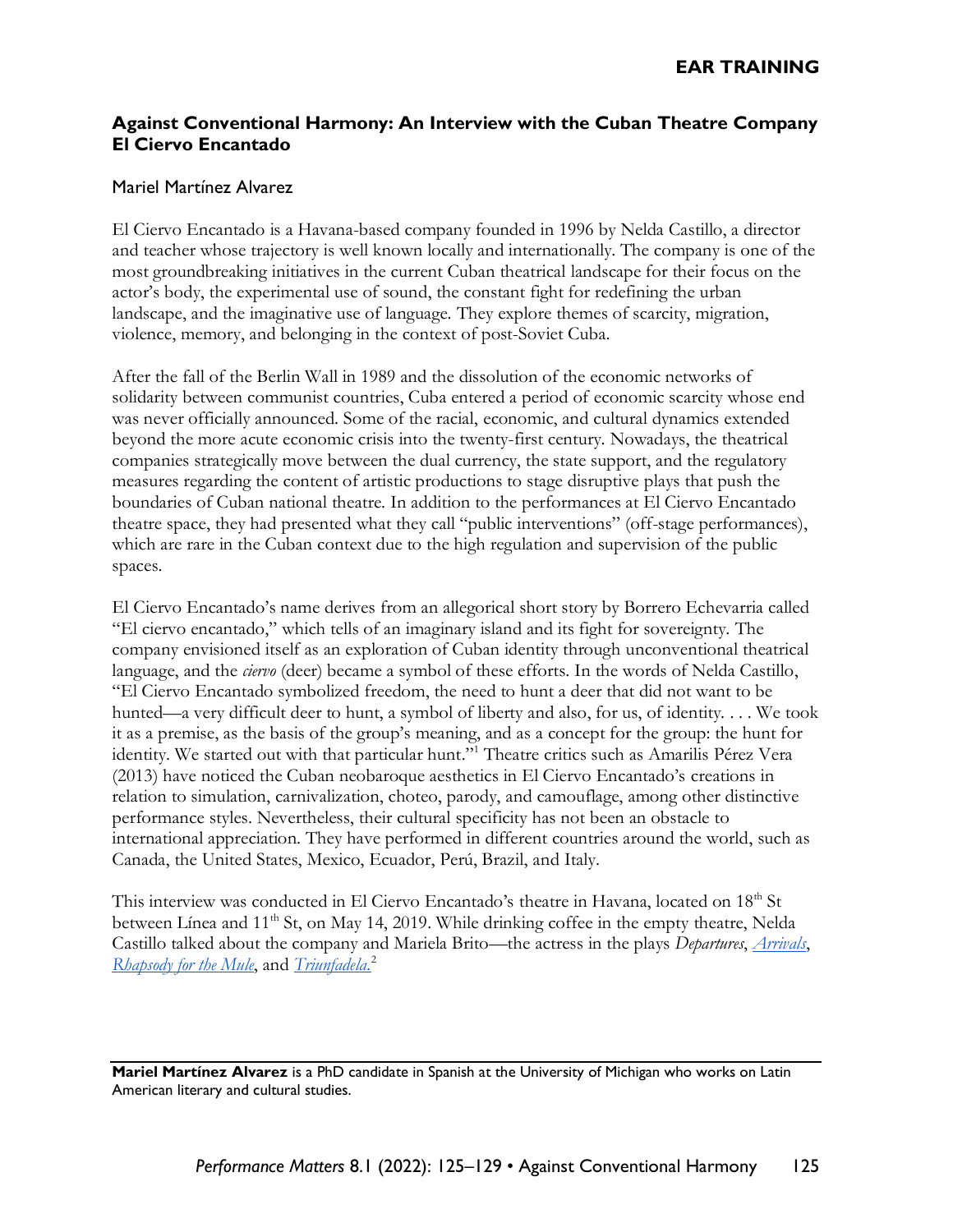## Against Conventional Harmony: An Interview with the Cuban Theatre Company El Ciervo Encantado

Mariel Martínez Alvarez

El Ciervo Encantado is a Havana-based company founded in 1996 by Nelda Castillo, a director and teacher whose trajectory is well known locally and internationally. The company is one of the most groundbreaking initiatives in the current Cuban theatrical landscape for their focus on the actor's body, the experimental use of sound, the constant fight for redefining the urban landscape, and the imaginative use of language. They explore themes of scarcity, migration, violence, memory, and belonging in the context of post-Soviet Cuba.

After the fall of the Berlin Wall in 1989 and the dissolution of the economic networks of solidarity between communist countries, Cuba entered a period of economic scarcity whose end was never officially announced. Some of the racial, economic, and cultural dynamics extended beyond the more acute economic crisis into the twenty-first century. Nowadays, the theatrical companies strategically move between the dual currency, the state support, and the regulatory measures regarding the content of artistic productions to stage disruptive plays that push the boundaries of Cuban national theatre. In addition to the performances at El Ciervo Encantado theatre space, they had presented what they call "public interventions" (off-stage performances), which are rare in the Cuban context due to the high regulation and supervision of the public spaces.

El Ciervo Encantado's name derives from an allegorical short story by Borrero Echevarria called "El ciervo encantado," which tells of an imaginary island and its fight for sovereignty. The company envisioned itself as an exploration of Cuban identity through unconventional theatrical language, and the *ciervo* (deer) became a symbol of these efforts. In the words of Nelda Castillo, "El Ciervo Encantado symbolized freedom, the need to hunt a deer that did not want to be hunted—a very difficult deer to hunt, a symbol of liberty and also, for us, of identity. . . . We took it as a premise, as the basis of the group's meaning, and as a concept for the group: the hunt for identity. We started out with that particular hunt."[1] Theatre critics such as Amarilis Pérez Vera (2013) have noticed the Cuban neobaroque aesthetics in El Ciervo Encantado's creations in relation to simulation, carnivalization, choteo, parody, and camouflage, among other distinctive performance styles. Nevertheless, their cultural specificity has not been an obstacle to international appreciation. They have performed in different countries around the world, such as Canada, the United States, Mexico, Ecuador, Perú, Brazil, and Italy.

This interview was conducted in El Ciervo Encantado's theatre in Havana, located on 18th St between Línea and 11th St, on May 14, 2019. While drinking coffee in the empty theatre, Nelda Castillo talked about the company and Mariela Brito—the actress in the plays *Departures*, *Arrivals*, *Rhapsody for the Mule*, and *Triunfadela*.[2]

---

**Mariel Martínez Alvarez** is a PhD candidate in Spanish at the University of Michigan who works on Latin American literary and cultural studies.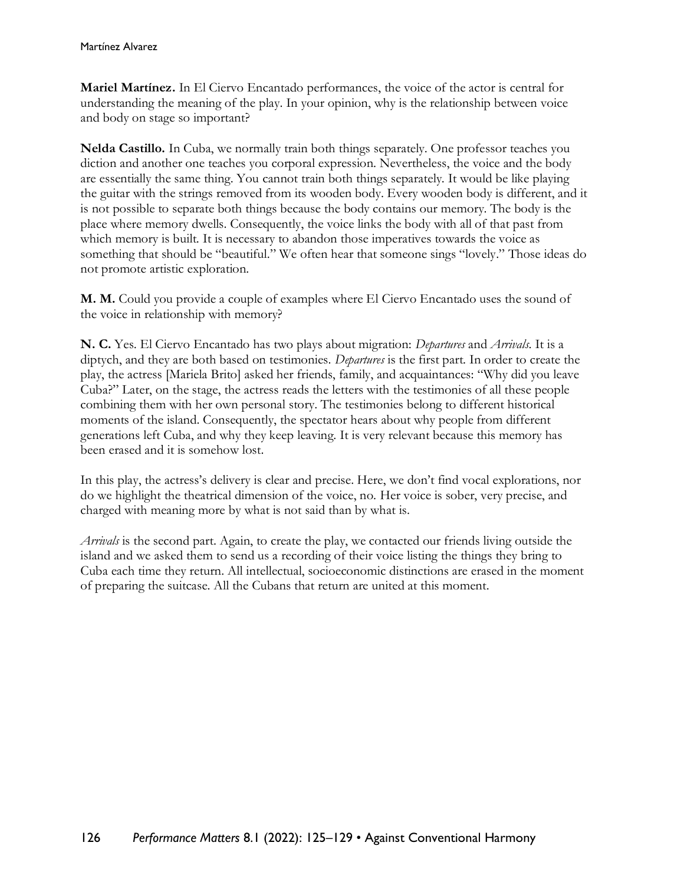**Mariel Martínez.** In El Ciervo Encantado performances, the voice of the actor is central for understanding the meaning of the play. In your opinion, why is the relationship between voice and body on stage so important?

**Nelda Castillo.** In Cuba, we normally train both things separately. One professor teaches you diction and another one teaches you corporal expression. Nevertheless, the voice and the body are essentially the same thing. You cannot train both things separately. It would be like playing the guitar with the strings removed from its wooden body. Every wooden body is different, and it is not possible to separate both things because the body contains our memory. The body is the place where memory dwells. Consequently, the voice links the body with all of that past from which memory is built. It is necessary to abandon those imperatives towards the voice as something that should be "beautiful." We often hear that someone sings "lovely." Those ideas do not promote artistic exploration.

**M. M.** Could you provide a couple of examples where El Ciervo Encantado uses the sound of the voice in relationship with memory?

**N. C.** Yes. El Ciervo Encantado has two plays about migration: *Departures* and *Arrivals*. It is a diptych, and they are both based on testimonies. *Departures* is the first part. In order to create the play, the actress [Mariela Brito] asked her friends, family, and acquaintances: "Why did you leave Cuba?" Later, on the stage, the actress reads the letters with the testimonies of all these people combining them with her own personal story. The testimonies belong to different historical moments of the island. Consequently, the spectator hears about why people from different generations left Cuba, and why they keep leaving. It is very relevant because this memory has been erased and it is somehow lost.

In this play, the actress's delivery is clear and precise. Here, we don't find vocal explorations, nor do we highlight the theatrical dimension of the voice, no. Her voice is sober, very precise, and charged with meaning more by what is not said than by what is.

*Arrivals* is the second part. Again, to create the play, we contacted our friends living outside the island and we asked them to send us a recording of their voice listing the things they bring to Cuba each time they return. All intellectual, socioeconomic distinctions are erased in the moment of preparing the suitcase. All the Cubans that return are united at this moment.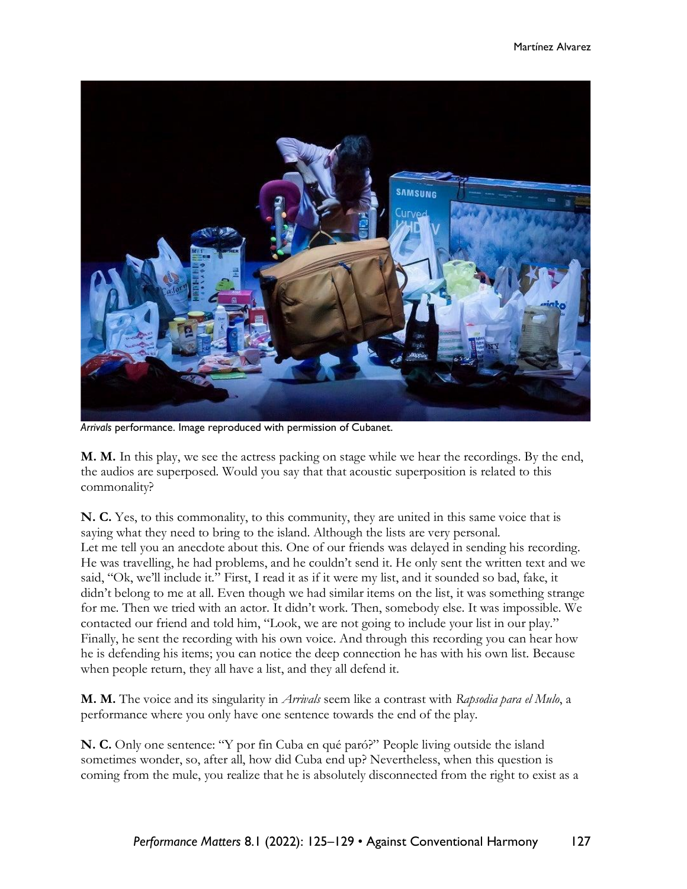*Arrivals* performance. Image reproduced with permission of Cubanet.

**M. M.** In this play, we see the actress packing on stage while we hear the recordings. By the end, the audios are superposed. Would you say that that acoustic superposition is related to this commonality?

**N. C.** Yes, to this commonality, to this community, they are united in this same voice that is saying what they need to bring to the island. Although the lists are very personal.
Let me tell you an anecdote about this. One of our friends was delayed in sending his recording. He was travelling, he had problems, and he couldn't send it. He only sent the written text and we said, "Ok, we'll include it." First, I read it as if it were my list, and it sounded so bad, fake, it didn't belong to me at all. Even though we had similar items on the list, it was something strange for me. Then we tried with an actor. It didn't work. Then, somebody else. It was impossible. We contacted our friend and told him, "Look, we are not going to include your list in our play." Finally, he sent the recording with his own voice. And through this recording you can hear how he is defending his items; you can notice the deep connection he has with his own list. Because when people return, they all have a list, and they all defend it.

**M. M.** The voice and its singularity in *Arrivals* seem like a contrast with *Rapsodia para el Mulo*, a performance where you only have one sentence towards the end of the play.

**N. C.** Only one sentence: "Y por fin Cuba en qué paró?" People living outside the island sometimes wonder, so, after all, how did Cuba end up? Nevertheless, when this question is coming from the mule, you realize that he is absolutely disconnected from the right to exist as a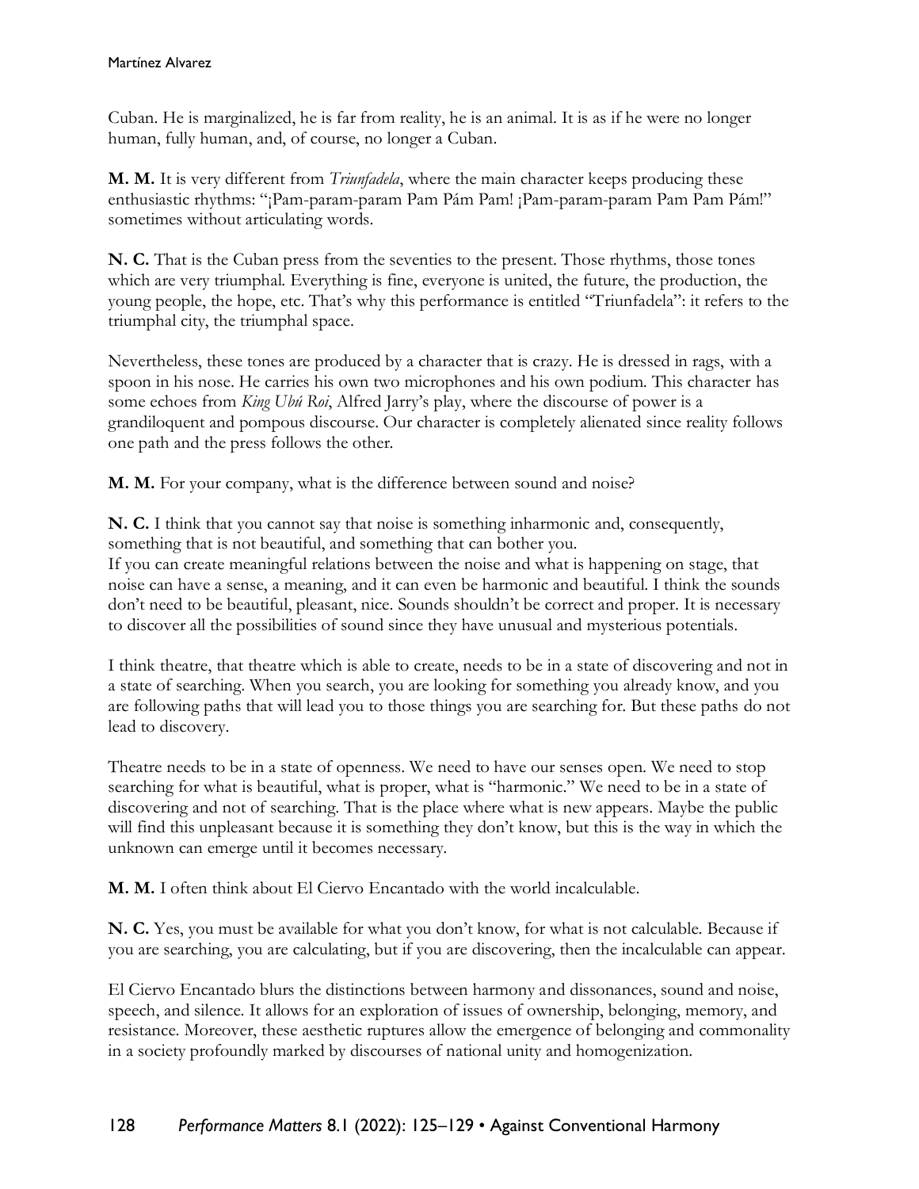Cuban. He is marginalized, he is far from reality, he is an animal. It is as if he were no longer human, fully human, and, of course, no longer a Cuban.

**M. M.** It is very different from *Triunfadela*, where the main character keeps producing these enthusiastic rhythms: "¡Pam-param-param Pam Pám Pam! ¡Pam-param-param Pam Pam Pám!" sometimes without articulating words.

**N. C.** That is the Cuban press from the seventies to the present. Those rhythms, those tones which are very triumphal. Everything is fine, everyone is united, the future, the production, the young people, the hope, etc. That's why this performance is entitled "Triunfadela": it refers to the triumphal city, the triumphal space.

Nevertheless, these tones are produced by a character that is crazy. He is dressed in rags, with a spoon in his nose. He carries his own two microphones and his own podium. This character has some echoes from *King Ubú Roi*, Alfred Jarry's play, where the discourse of power is a grandiloquent and pompous discourse. Our character is completely alienated since reality follows one path and the press follows the other.

**M. M.** For your company, what is the difference between sound and noise?

**N. C.** I think that you cannot say that noise is something inharmonic and, consequently, something that is not beautiful, and something that can bother you.
If you can create meaningful relations between the noise and what is happening on stage, that noise can have a sense, a meaning, and it can even be harmonic and beautiful. I think the sounds don't need to be beautiful, pleasant, nice. Sounds shouldn't be correct and proper. It is necessary to discover all the possibilities of sound since they have unusual and mysterious potentials.

I think theatre, that theatre which is able to create, needs to be in a state of discovering and not in a state of searching. When you search, you are looking for something you already know, and you are following paths that will lead you to those things you are searching for. But these paths do not lead to discovery.

Theatre needs to be in a state of openness. We need to have our senses open. We need to stop searching for what is beautiful, what is proper, what is "harmonic." We need to be in a state of discovering and not of searching. That is the place where what is new appears. Maybe the public will find this unpleasant because it is something they don't know, but this is the way in which the unknown can emerge until it becomes necessary.

**M. M.** I often think about El Ciervo Encantado with the world incalculable.

**N. C.** Yes, you must be available for what you don't know, for what is not calculable. Because if you are searching, you are calculating, but if you are discovering, then the incalculable can appear.

El Ciervo Encantado blurs the distinctions between harmony and dissonances, sound and noise, speech, and silence. It allows for an exploration of issues of ownership, belonging, memory, and resistance. Moreover, these aesthetic ruptures allow the emergence of belonging and commonality in a society profoundly marked by discourses of national unity and homogenization.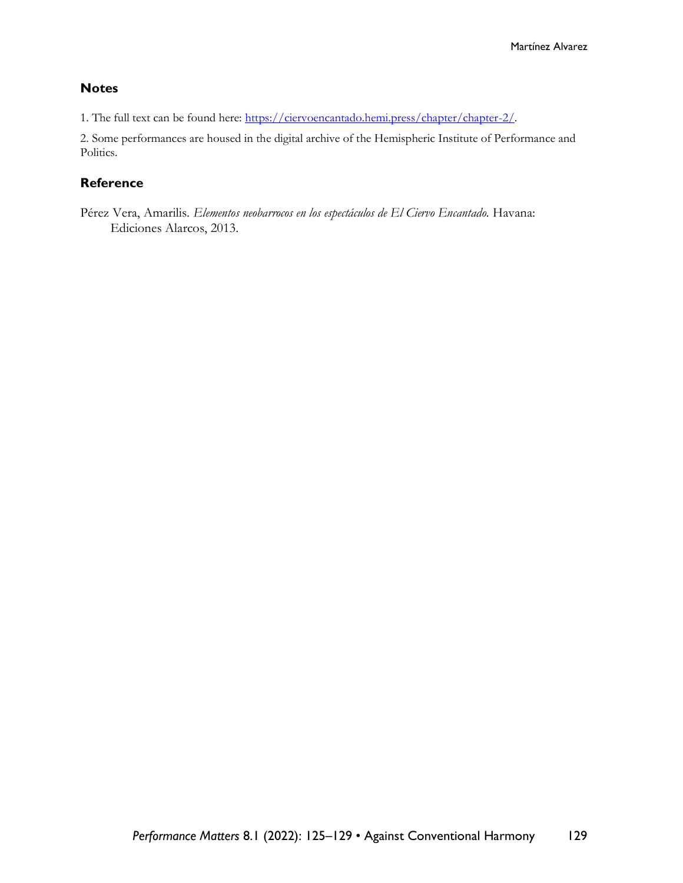## Notes

1. The full text can be found here: [https://ciervoencantado.hemi.press/chapter/chapter-2/](https://ciervoencantado.hemi.press/chapter/chapter-2/).

2. Some performances are housed in the digital archive of the Hemispheric Institute of Performance and Politics.

## Reference

Pérez Vera, Amarilis. *Elementos neobarrocos en los espectáculos de El Ciervo Encantado.* Havana: Ediciones Alarcos, 2013.